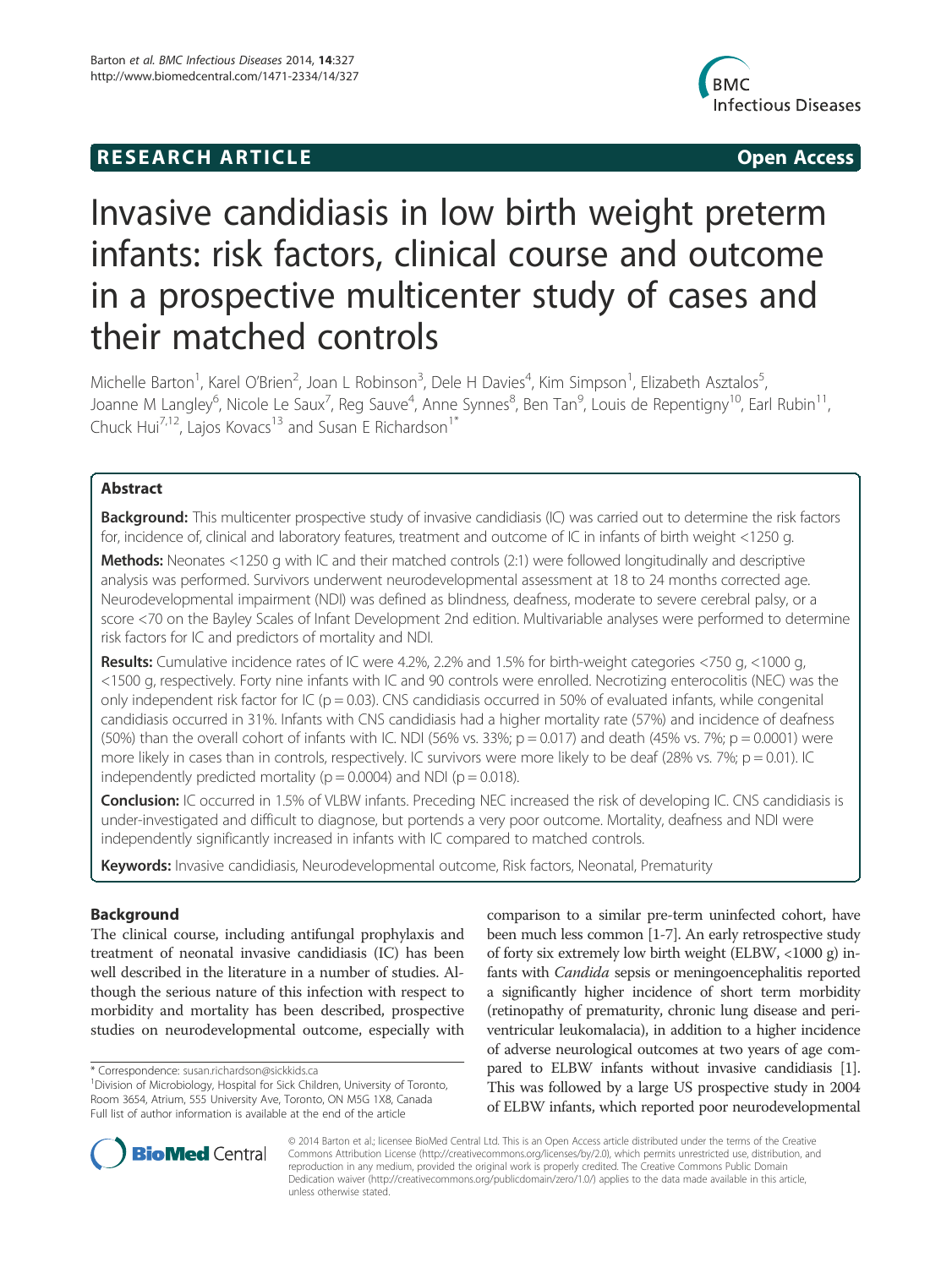**RESEARCH ARTICLE** **Open Access**

# Invasive candidiasis in low birth weight preterm infants: risk factors, clinical course and outcome in a prospective multicenter study of cases and their matched controls

Michelle Barton[1], Karel O'Brien[2], Joan L Robinson[3], Dele H Davies[4], Kim Simpson[1], Elizabeth Asztalos[5], Joanne M Langley[6], Nicole Le Saux[7], Reg Sauve[4], Anne Synnes[8], Ben Tan[9], Louis de Repentigny[10], Earl Rubin[11], Chuck Hui[7,12], Lajos Kovacs[13] and Susan E Richardson[1*]

## Abstract

**Background:** This multicenter prospective study of invasive candidiasis (IC) was carried out to determine the risk factors for, incidence of, clinical and laboratory features, treatment and outcome of IC in infants of birth weight <1250 g.

**Methods:** Neonates <1250 g with IC and their matched controls (2:1) were followed longitudinally and descriptive analysis was performed. Survivors underwent neurodevelopmental assessment at 18 to 24 months corrected age. Neurodevelopmental impairment (NDI) was defined as blindness, deafness, moderate to severe cerebral palsy, or a score <70 on the Bayley Scales of Infant Development 2nd edition. Multivariable analyses were performed to determine risk factors for IC and predictors of mortality and NDI.

**Results:** Cumulative incidence rates of IC were 4.2%, 2.2% and 1.5% for birth-weight categories <750 g, <1000 g, <1500 g, respectively. Forty nine infants with IC and 90 controls were enrolled. Necrotizing enterocolitis (NEC) was the only independent risk factor for IC ($p = 0.03$). CNS candidiasis occurred in 50% of evaluated infants, while congenital candidiasis occurred in 31%. Infants with CNS candidiasis had a higher mortality rate (57%) and incidence of deafness (50%) than the overall cohort of infants with IC. NDI (56% vs. 33%; $p = 0.017$) and death (45% vs. 7%; $p = 0.0001$) were more likely in cases than in controls, respectively. IC survivors were more likely to be deaf (28% vs. 7%; $p = 0.01$). IC independently predicted mortality ($p = 0.0004$) and NDI ($p = 0.018$).

**Conclusion:** IC occurred in 1.5% of VLBW infants. Preceding NEC increased the risk of developing IC. CNS candidiasis is under-investigated and difficult to diagnose, but portends a very poor outcome. Mortality, deafness and NDI were independently significantly increased in infants with IC compared to matched controls.

**Keywords:** Invasive candidiasis, Neurodevelopmental outcome, Risk factors, Neonatal, Prematurity

## Background

The clinical course, including antifungal prophylaxis and treatment of neonatal invasive candidiasis (IC) has been well described in the literature in a number of studies. Although the serious nature of this infection with respect to morbidity and mortality has been described, prospective studies on neurodevelopmental outcome, especially with comparison to a similar pre-term uninfected cohort, have been much less common [1-7]. An early retrospective study of forty six extremely low birth weight (ELBW, <1000 g) infants with *Candida* sepsis or meningoencephalitis reported a significantly higher incidence of short term morbidity (retinopathy of prematurity, chronic lung disease and periventricular leukomalacia), in addition to a higher incidence of adverse neurological outcomes at two years of age compared to ELBW infants without invasive candidiasis [1]. This was followed by a large US prospective study in 2004 of ELBW infants, which reported poor neurodevelopmental

\* Correspondence: susan.richardson@sickkids.ca

[1]Division of Microbiology, Hospital for Sick Children, University of Toronto, Room 3654, Atrium, 555 University Ave, Toronto, ON M5G 1X8, Canada

Full list of author information is available at the end of the article

© 2014 Barton et al.; licensee BioMed Central Ltd. This is an Open Access article distributed under the terms of the Creative Commons Attribution License (http://creativecommons.org/licenses/by/2.0), which permits unrestricted use, distribution, and reproduction in any medium, provided the original work is properly credited. The Creative Commons Public Domain Dedication waiver (http://creativecommons.org/publicdomain/zero/1.0/) applies to the data made available in this article, unless otherwise stated.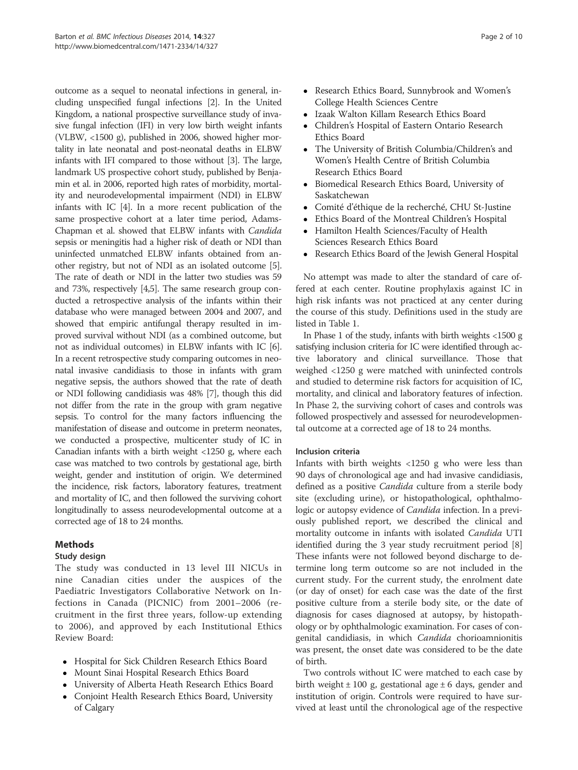outcome as a sequel to neonatal infections in general, including unspecified fungal infections [2]. In the United Kingdom, a national prospective surveillance study of invasive fungal infection (IFI) in very low birth weight infants (VLBW, <1500 g), published in 2006, showed higher mortality in late neonatal and post-neonatal deaths in ELBW infants with IFI compared to those without [3]. The large, landmark US prospective cohort study, published by Benjamin et al. in 2006, reported high rates of morbidity, mortality and neurodevelopmental impairment (NDI) in ELBW infants with IC [4]. In a more recent publication of the same prospective cohort at a later time period, Adams-Chapman et al. showed that ELBW infants with *Candida* sepsis or meningitis had a higher risk of death or NDI than uninfected unmatched ELBW infants obtained from another registry, but not of NDI as an isolated outcome [5]. The rate of death or NDI in the latter two studies was 59 and 73%, respectively [4,5]. The same research group conducted a retrospective analysis of the infants within their database who were managed between 2004 and 2007, and showed that empiric antifungal therapy resulted in improved survival without NDI (as a combined outcome, but not as individual outcomes) in ELBW infants with IC [6]. In a recent retrospective study comparing outcomes in neonatal invasive candidiasis to those in infants with gram negative sepsis, the authors showed that the rate of death or NDI following candidiasis was 48% [7], though this did not differ from the rate in the group with gram negative sepsis. To control for the many factors influencing the manifestation of disease and outcome in preterm neonates, we conducted a prospective, multicenter study of IC in Canadian infants with a birth weight <1250 g, where each case was matched to two controls by gestational age, birth weight, gender and institution of origin. We determined the incidence, risk factors, laboratory features, treatment and mortality of IC, and then followed the surviving cohort longitudinally to assess neurodevelopmental outcome at a corrected age of 18 to 24 months.

## Methods

### Study design

The study was conducted in 13 level III NICUs in nine Canadian cities under the auspices of the Paediatric Investigators Collaborative Network on Infections in Canada (PICNIC) from 2001–2006 (recruitment in the first three years, follow-up extending to 2006), and approved by each Institutional Ethics Review Board:

- Hospital for Sick Children Research Ethics Board
- Mount Sinai Hospital Research Ethics Board
- University of Alberta Heath Research Ethics Board
- Conjoint Health Research Ethics Board, University of Calgary
- Research Ethics Board, Sunnybrook and Women's College Health Sciences Centre
- Izaak Walton Killam Research Ethics Board
- Children's Hospital of Eastern Ontario Research Ethics Board
- The University of British Columbia/Children's and Women's Health Centre of British Columbia Research Ethics Board
- Biomedical Research Ethics Board, University of Saskatchewan
- Comité d'éthique de la recherché, CHU St-Justine
- Ethics Board of the Montreal Children's Hospital
- Hamilton Health Sciences/Faculty of Health Sciences Research Ethics Board
- Research Ethics Board of the Jewish General Hospital

No attempt was made to alter the standard of care offered at each center. Routine prophylaxis against IC in high risk infants was not practiced at any center during the course of this study. Definitions used in the study are listed in Table 1.

In Phase 1 of the study, infants with birth weights <1500 g satisfying inclusion criteria for IC were identified through active laboratory and clinical surveillance. Those that weighed <1250 g were matched with uninfected controls and studied to determine risk factors for acquisition of IC, mortality, and clinical and laboratory features of infection. In Phase 2, the surviving cohort of cases and controls was followed prospectively and assessed for neurodevelopmental outcome at a corrected age of 18 to 24 months.

### Inclusion criteria

Infants with birth weights <1250 g who were less than 90 days of chronological age and had invasive candidiasis, defined as a positive *Candida* culture from a sterile body site (excluding urine), or histopathological, ophthalmologic or autopsy evidence of *Candida* infection. In a previously published report, we described the clinical and mortality outcome in infants with isolated *Candida* UTI identified during the 3 year study recruitment period [8] These infants were not followed beyond discharge to determine long term outcome so are not included in the current study. For the current study, the enrolment date (or day of onset) for each case was the date of the first positive culture from a sterile body site, or the date of diagnosis for cases diagnosed at autopsy, by histopathology or by ophthalmologic examination. For cases of congenital candidiasis, in which *Candida* chorioamnionitis was present, the onset date was considered to be the date of birth.

Two controls without IC were matched to each case by birth weight ± 100 g, gestational age ± 6 days, gender and institution of origin. Controls were required to have survived at least until the chronological age of the respective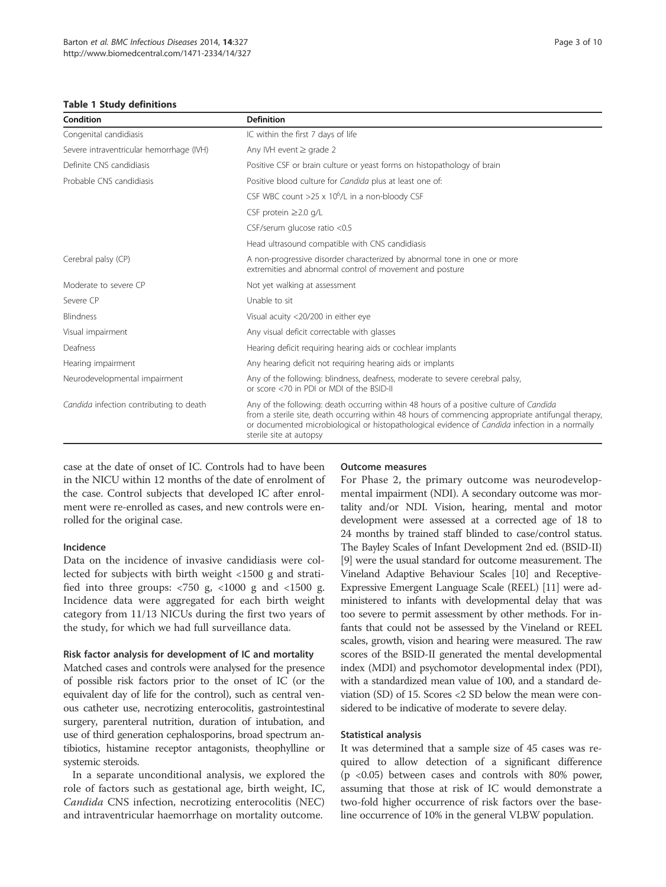**Table 1 Study definitions**

| Condition | Definition |
|---|---|
| Congenital candidiasis | IC within the first 7 days of life |
| Severe intraventricular hemorrhage (IVH) | Any IVH event ≥ grade 2 |
| Definite CNS candidiasis | Positive CSF or brain culture or yeast forms on histopathology of brain |
| Probable CNS candidiasis | Positive blood culture for *Candida* plus at least one of: |
| | CSF WBC count >25 x $10^6$/L in a non-bloody CSF |
| | CSF protein ≥2.0 g/L |
| | CSF/serum glucose ratio <0.5 |
| | Head ultrasound compatible with CNS candidiasis |
| Cerebral palsy (CP) | A non-progressive disorder characterized by abnormal tone in one or more extremities and abnormal control of movement and posture |
| Moderate to severe CP | Not yet walking at assessment |
| Severe CP | Unable to sit |
| Blindness | Visual acuity <20/200 in either eye |
| Visual impairment | Any visual deficit correctable with glasses |
| Deafness | Hearing deficit requiring hearing aids or cochlear implants |
| Hearing impairment | Any hearing deficit not requiring hearing aids or implants |
| Neurodevelopmental impairment | Any of the following: blindness, deafness, moderate to severe cerebral palsy, or score <70 in PDI or MDI of the BSID-II |
| *Candida* infection contributing to death | Any of the following: death occurring within 48 hours of a positive culture of *Candida* from a sterile site, death occurring within 48 hours of commencing appropriate antifungal therapy, or documented microbiological or histopathological evidence of *Candida* infection in a normally sterile site at autopsy |

case at the date of onset of IC. Controls had to have been in the NICU within 12 months of the date of enrolment of the case. Control subjects that developed IC after enrolment were re-enrolled as cases, and new controls were enrolled for the original case.

### Incidence

Data on the incidence of invasive candidiasis were collected for subjects with birth weight <1500 g and stratified into three groups: <750 g, <1000 g and <1500 g. Incidence data were aggregated for each birth weight category from 11/13 NICUs during the first two years of the study, for which we had full surveillance data.

### Risk factor analysis for development of IC and mortality

Matched cases and controls were analysed for the presence of possible risk factors prior to the onset of IC (or the equivalent day of life for the control), such as central venous catheter use, necrotizing enterocolitis, gastrointestinal surgery, parenteral nutrition, duration of intubation, and use of third generation cephalosporins, broad spectrum antibiotics, histamine receptor antagonists, theophylline or systemic steroids.

In a separate unconditional analysis, we explored the role of factors such as gestational age, birth weight, IC, *Candida* CNS infection, necrotizing enterocolitis (NEC) and intraventricular haemorrhage on mortality outcome.

### Outcome measures

For Phase 2, the primary outcome was neurodevelopmental impairment (NDI). A secondary outcome was mortality and/or NDI. Vision, hearing, mental and motor development were assessed at a corrected age of 18 to 24 months by trained staff blinded to case/control status. The Bayley Scales of Infant Development 2nd ed. (BSID-II) [9] were the usual standard for outcome measurement. The Vineland Adaptive Behaviour Scales [10] and Receptive-Expressive Emergent Language Scale (REEL) [11] were administered to infants with developmental delay that was too severe to permit assessment by other methods. For infants that could not be assessed by the Vineland or REEL scales, growth, vision and hearing were measured. The raw scores of the BSID-II generated the mental developmental index (MDI) and psychomotor developmental index (PDI), with a standardized mean value of 100, and a standard deviation (SD) of 15. Scores <2 SD below the mean were considered to be indicative of moderate to severe delay.

### Statistical analysis

It was determined that a sample size of 45 cases was required to allow detection of a significant difference ($p < 0.05$) between cases and controls with 80% power, assuming that those at risk of IC would demonstrate a two-fold higher occurrence of risk factors over the baseline occurrence of 10% in the general VLBW population.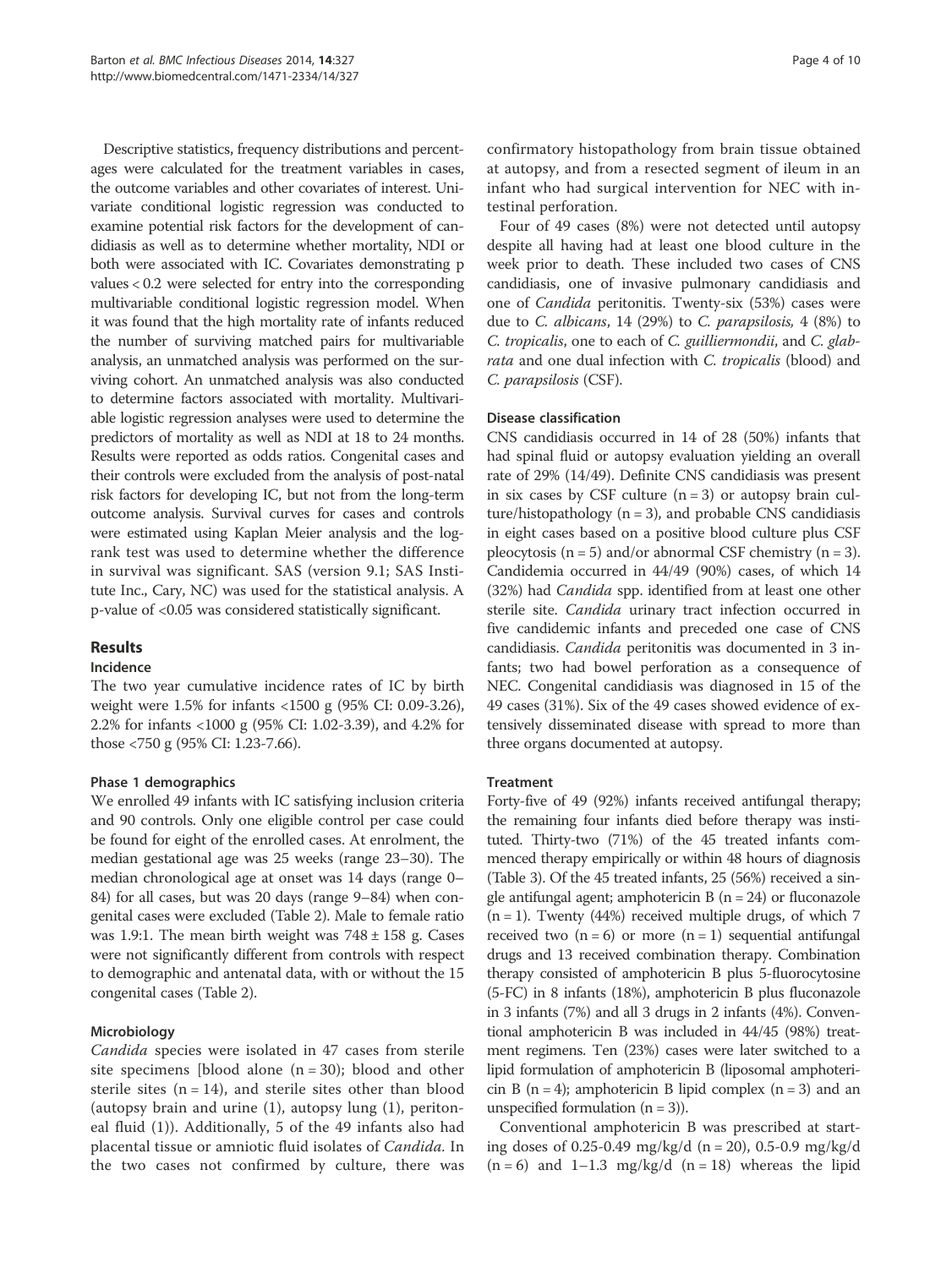Descriptive statistics, frequency distributions and percentages were calculated for the treatment variables in cases, the outcome variables and other covariates of interest. Univariate conditional logistic regression was conducted to examine potential risk factors for the development of candidiasis as well as to determine whether mortality, NDI or both were associated with IC. Covariates demonstrating p values < 0.2 were selected for entry into the corresponding multivariable conditional logistic regression model. When it was found that the high mortality rate of infants reduced the number of surviving matched pairs for multivariable analysis, an unmatched analysis was performed on the surviving cohort. An unmatched analysis was also conducted to determine factors associated with mortality. Multivariable logistic regression analyses were used to determine the predictors of mortality as well as NDI at 18 to 24 months. Results were reported as odds ratios. Congenital cases and their controls were excluded from the analysis of post-natal risk factors for developing IC, but not from the long-term outcome analysis. Survival curves for cases and controls were estimated using Kaplan Meier analysis and the log-rank test was used to determine whether the difference in survival was significant. SAS (version 9.1; SAS Institute Inc., Cary, NC) was used for the statistical analysis. A p-value of <0.05 was considered statistically significant.

## Results

### Incidence

The two year cumulative incidence rates of IC by birth weight were 1.5% for infants <1500 g (95% CI: 0.09-3.26), 2.2% for infants <1000 g (95% CI: 1.02-3.39), and 4.2% for those <750 g (95% CI: 1.23-7.66).

### Phase 1 demographics

We enrolled 49 infants with IC satisfying inclusion criteria and 90 controls. Only one eligible control per case could be found for eight of the enrolled cases. At enrolment, the median gestational age was 25 weeks (range 23–30). The median chronological age at onset was 14 days (range 0–84) for all cases, but was 20 days (range 9–84) when congenital cases were excluded (Table 2). Male to female ratio was 1.9:1. The mean birth weight was 748 ± 158 g. Cases were not significantly different from controls with respect to demographic and antenatal data, with or without the 15 congenital cases (Table 2).

### Microbiology

*Candida* species were isolated in 47 cases from sterile site specimens [blood alone (n = 30); blood and other sterile sites (n = 14), and sterile sites other than blood (autopsy brain and urine (1), autopsy lung (1), peritoneal fluid (1)). Additionally, 5 of the 49 infants also had placental tissue or amniotic fluid isolates of *Candida.* In the two cases not confirmed by culture, there was confirmatory histopathology from brain tissue obtained at autopsy, and from a resected segment of ileum in an infant who had surgical intervention for NEC with intestinal perforation.

Four of 49 cases (8%) were not detected until autopsy despite all having had at least one blood culture in the week prior to death. These included two cases of CNS candidiasis, one of invasive pulmonary candidiasis and one of *Candida* peritonitis. Twenty-six (53%) cases were due to *C. albicans*, 14 (29%) to *C. parapsilosis,* 4 (8%) to *C. tropicalis*, one to each of *C. guilliermondii*, and *C. glabrata* and one dual infection with *C. tropicalis* (blood) and *C. parapsilosis* (CSF).

### Disease classification

CNS candidiasis occurred in 14 of 28 (50%) infants that had spinal fluid or autopsy evaluation yielding an overall rate of 29% (14/49). Definite CNS candidiasis was present in six cases by CSF culture (n = 3) or autopsy brain culture/histopathology (n = 3), and probable CNS candidiasis in eight cases based on a positive blood culture plus CSF pleocytosis (n = 5) and/or abnormal CSF chemistry (n = 3). Candidemia occurred in 44/49 (90%) cases, of which 14 (32%) had *Candida* spp. identified from at least one other sterile site. *Candida* urinary tract infection occurred in five candidemic infants and preceded one case of CNS candidiasis. *Candida* peritonitis was documented in 3 infants; two had bowel perforation as a consequence of NEC. Congenital candidiasis was diagnosed in 15 of the 49 cases (31%). Six of the 49 cases showed evidence of extensively disseminated disease with spread to more than three organs documented at autopsy.

### Treatment

Forty-five of 49 (92%) infants received antifungal therapy; the remaining four infants died before therapy was instituted. Thirty-two (71%) of the 45 treated infants commenced therapy empirically or within 48 hours of diagnosis (Table 3). Of the 45 treated infants, 25 (56%) received a single antifungal agent; amphotericin B (n = 24) or fluconazole (n = 1). Twenty (44%) received multiple drugs, of which 7 received two (n = 6) or more (n = 1) sequential antifungal drugs and 13 received combination therapy. Combination therapy consisted of amphotericin B plus 5-fluorocytosine (5-FC) in 8 infants (18%), amphotericin B plus fluconazole in 3 infants (7%) and all 3 drugs in 2 infants (4%). Conventional amphotericin B was included in 44/45 (98%) treatment regimens. Ten (23%) cases were later switched to a lipid formulation of amphotericin B (liposomal amphotericin B (n = 4); amphotericin B lipid complex (n = 3) and an unspecified formulation (n = 3)).

Conventional amphotericin B was prescribed at starting doses of 0.25-0.49 mg/kg/d (n = 20), 0.5-0.9 mg/kg/d (n = 6) and 1–1.3 mg/kg/d (n = 18) whereas the lipid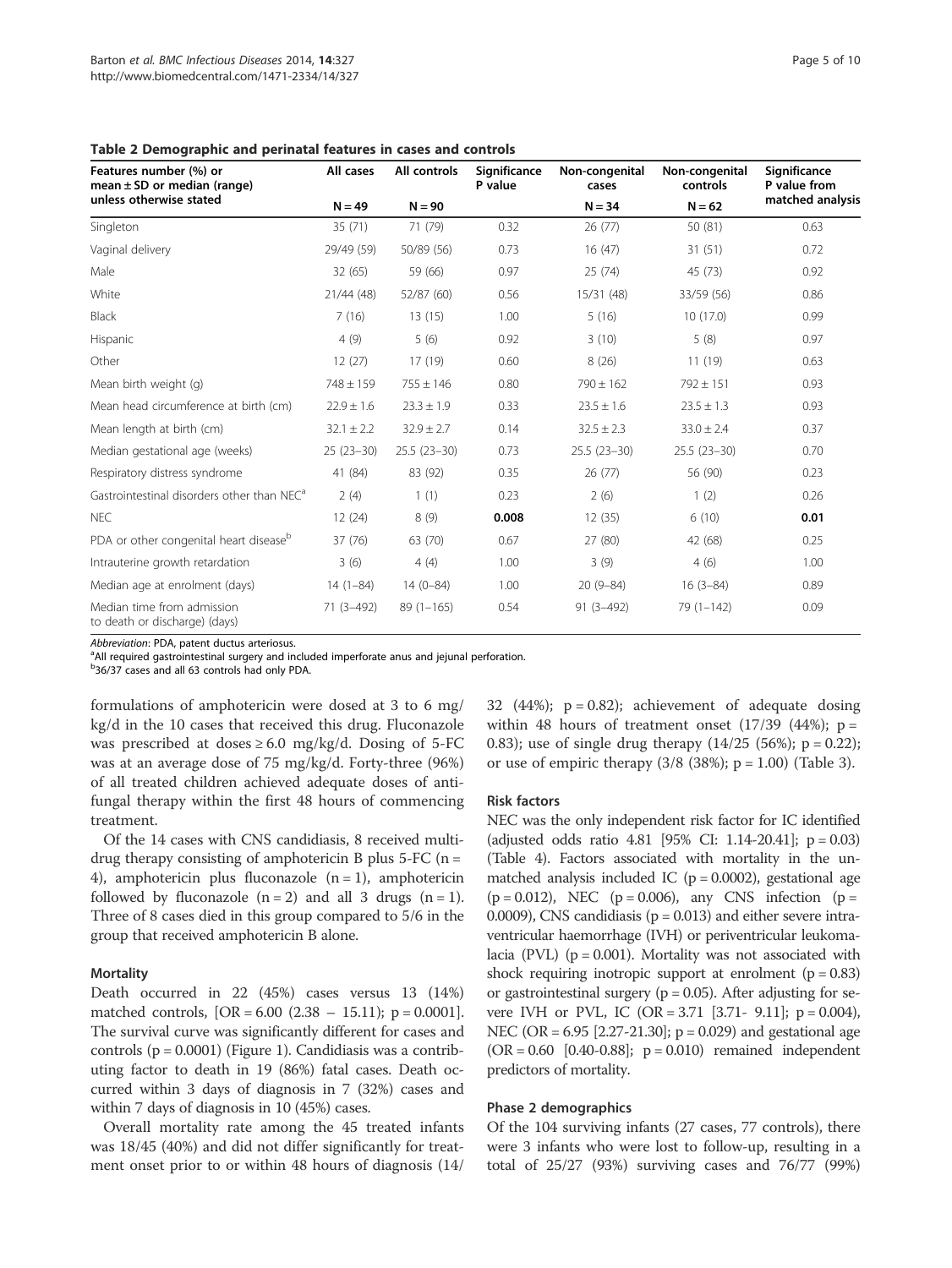**Table 2 Demographic and perinatal features in cases and controls**

| Features number (%) or mean ± SD or median (range) unless otherwise stated | All cases | All controls | Significance P value | Non-congenital cases | Non-congenital controls | Significance P value from matched analysis |
|---|---|---|---|---|---|---|
| | N = 49 | N = 90 | | N = 34 | N = 62 | |
| Singleton | 35 (71) | 71 (79) | 0.32 | 26 (77) | 50 (81) | 0.63 |
| Vaginal delivery | 29/49 (59) | 50/89 (56) | 0.73 | 16 (47) | 31 (51) | 0.72 |
| Male | 32 (65) | 59 (66) | 0.97 | 25 (74) | 45 (73) | 0.92 |
| White | 21/44 (48) | 52/87 (60) | 0.56 | 15/31 (48) | 33/59 (56) | 0.86 |
| Black | 7 (16) | 13 (15) | 1.00 | 5 (16) | 10 (17.0) | 0.99 |
| Hispanic | 4 (9) | 5 (6) | 0.92 | 3 (10) | 5 (8) | 0.97 |
| Other | 12 (27) | 17 (19) | 0.60 | 8 (26) | 11 (19) | 0.63 |
| Mean birth weight (g) | 748 ± 159 | 755 ± 146 | 0.80 | 790 ± 162 | 792 ± 151 | 0.93 |
| Mean head circumference at birth (cm) | 22.9 ± 1.6 | 23.3 ± 1.9 | 0.33 | 23.5 ± 1.6 | 23.5 ± 1.3 | 0.93 |
| Mean length at birth (cm) | 32.1 ± 2.2 | 32.9 ± 2.7 | 0.14 | 32.5 ± 2.3 | 33.0 ± 2.4 | 0.37 |
| Median gestational age (weeks) | 25 (23–30) | 25.5 (23–30) | 0.73 | 25.5 (23–30) | 25.5 (23–30) | 0.70 |
| Respiratory distress syndrome | 41 (84) | 83 (92) | 0.35 | 26 (77) | 56 (90) | 0.23 |
| Gastrointestinal disorders other than NEC[a] | 2 (4) | 1 (1) | 0.23 | 2 (6) | 1 (2) | 0.26 |
| NEC | 12 (24) | 8 (9) | **0.008** | 12 (35) | 6 (10) | **0.01** |
| PDA or other congenital heart disease[b] | 37 (76) | 63 (70) | 0.67 | 27 (80) | 42 (68) | 0.25 |
| Intrauterine growth retardation | 3 (6) | 4 (4) | 1.00 | 3 (9) | 4 (6) | 1.00 |
| Median age at enrolment (days) | 14 (1–84) | 14 (0–84) | 1.00 | 20 (9–84) | 16 (3–84) | 0.89 |
| Median time from admission to death or discharge) (days) | 71 (3–492) | 89 (1–165) | 0.54 | 91 (3–492) | 79 (1–142) | 0.09 |

*Abbreviation*: PDA, patent ductus arteriosus.
[a]All required gastrointestinal surgery and included imperforate anus and jejunal perforation.
[b]36/37 cases and all 63 controls had only PDA.

formulations of amphotericin were dosed at 3 to 6 mg/kg/d in the 10 cases that received this drug. Fluconazole was prescribed at doses ≥ 6.0 mg/kg/d. Dosing of 5-FC was at an average dose of 75 mg/kg/d. Forty-three (96%) of all treated children achieved adequate doses of antifungal therapy within the first 48 hours of commencing treatment.

Of the 14 cases with CNS candidiasis, 8 received multidrug therapy consisting of amphotericin B plus 5-FC (n = 4), amphotericin plus fluconazole (n = 1), amphotericin followed by fluconazole (n = 2) and all 3 drugs (n = 1). Three of 8 cases died in this group compared to 5/6 in the group that received amphotericin B alone.

### Mortality

Death occurred in 22 (45%) cases versus 13 (14%) matched controls, [OR = 6.00 (2.38 – 15.11); p = 0.0001]. The survival curve was significantly different for cases and controls (p = 0.0001) (Figure 1). Candidiasis was a contributing factor to death in 19 (86%) fatal cases. Death occurred within 3 days of diagnosis in 7 (32%) cases and within 7 days of diagnosis in 10 (45%) cases.

Overall mortality rate among the 45 treated infants was 18/45 (40%) and did not differ significantly for treatment onset prior to or within 48 hours of diagnosis (14/32 (44%); p = 0.82); achievement of adequate dosing within 48 hours of treatment onset (17/39 (44%); p = 0.83); use of single drug therapy (14/25 (56%); p = 0.22); or use of empiric therapy (3/8 (38%); p = 1.00) (Table 3).

### Risk factors

NEC was the only independent risk factor for IC identified (adjusted odds ratio 4.81 [95% CI: 1.14-20.41]; p = 0.03) (Table 4). Factors associated with mortality in the unmatched analysis included IC (p = 0.0002), gestational age (p = 0.012), NEC (p = 0.006), any CNS infection (p = 0.0009), CNS candidiasis (p = 0.013) and either severe intraventricular haemorrhage (IVH) or periventricular leukomalacia (PVL) (p = 0.001). Mortality was not associated with shock requiring inotropic support at enrolment (p = 0.83) or gastrointestinal surgery (p = 0.05). After adjusting for severe IVH or PVL, IC (OR = 3.71 [3.71- 9.11]; p = 0.004), NEC (OR = 6.95 [2.27-21.30]; p = 0.029) and gestational age (OR = 0.60 [0.40-0.88]; p = 0.010) remained independent predictors of mortality.

### Phase 2 demographics

Of the 104 surviving infants (27 cases, 77 controls), there were 3 infants who were lost to follow-up, resulting in a total of 25/27 (93%) surviving cases and 76/77 (99%)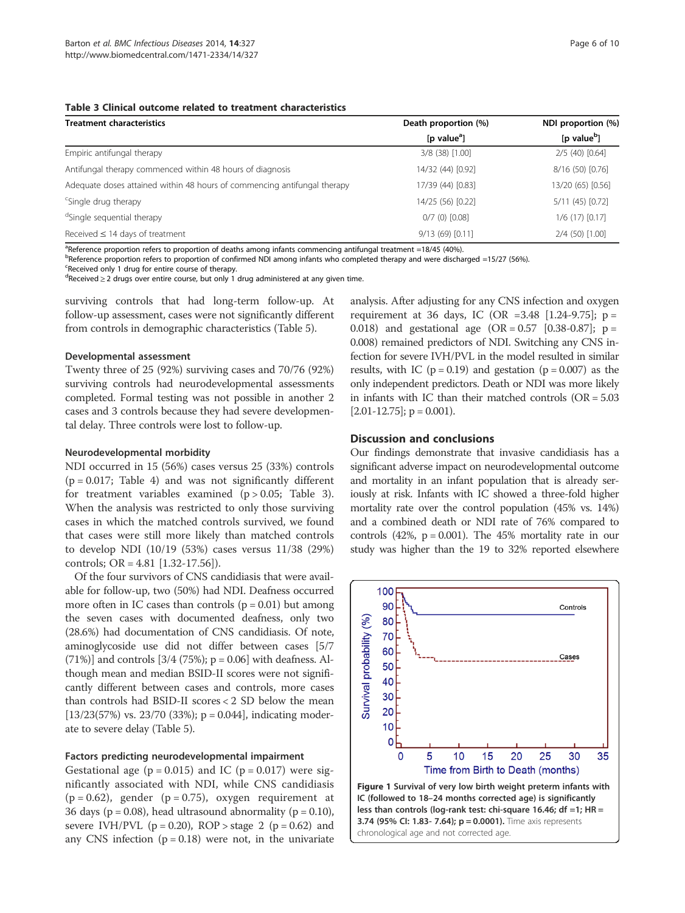**Table 3 Clinical outcome related to treatment characteristics**

| Treatment characteristics | Death proportion (%) [p value[a]] | NDI proportion (%) [p value[b]] |
|---|---|---|
| Empiric antifungal therapy | 3/8 (38) [1.00] | 2/5 (40) [0.64] |
| Antifungal therapy commenced within 48 hours of diagnosis | 14/32 (44) [0.92] | 8/16 (50) [0.76] |
| Adequate doses attained within 48 hours of commencing antifungal therapy | 17/39 (44) [0.83] | 13/20 (65) [0.56] |
| [c]Single drug therapy | 14/25 (56) [0.22] | 5/11 (45) [0.72] |
| [d]Single sequential therapy | 0/7 (0) [0.08] | 1/6 (17) [0.17] |
| Received ≤ 14 days of treatment | 9/13 (69) [0.11] | 2/4 (50) [1.00] |

[a]Reference proportion refers to proportion of deaths among infants commencing antifungal treatment =18/45 (40%).
[b]Reference proportion refers to proportion of confirmed NDI among infants who completed therapy and were discharged =15/27 (56%).
[c]Received only 1 drug for entire course of therapy.
[d]Received ≥ 2 drugs over entire course, but only 1 drug administered at any given time.

surviving controls that had long-term follow-up. At follow-up assessment, cases were not significantly different from controls in demographic characteristics (Table 5).

### Developmental assessment

Twenty three of 25 (92%) surviving cases and 70/76 (92%) surviving controls had neurodevelopmental assessments completed. Formal testing was not possible in another 2 cases and 3 controls because they had severe developmental delay. Three controls were lost to follow-up.

### Neurodevelopmental morbidity

NDI occurred in 15 (56%) cases versus 25 (33%) controls ($p = 0.017$; Table 4) and was not significantly different for treatment variables examined ($p > 0.05$; Table 3). When the analysis was restricted to only those surviving cases in which the matched controls survived, we found that cases were still more likely than matched controls to develop NDI (10/19 (53%) cases versus 11/38 (29%) controls; OR = 4.81 [1.32-17.56]).

Of the four survivors of CNS candidiasis that were available for follow-up, two (50%) had NDI. Deafness occurred more often in IC cases than controls ($p = 0.01$) but among the seven cases with documented deafness, only two (28.6%) had documentation of CNS candidiasis. Of note, aminoglycoside use did not differ between cases [5/7 (71%)] and controls [3/4 (75%); $p = 0.06$] with deafness. Although mean and median BSID-II scores were not significantly different between cases and controls, more cases than controls had BSID-II scores < 2 SD below the mean [13/23(57%) vs. 23/70 (33%); $p = 0.044$], indicating moderate to severe delay (Table 5).

### Factors predicting neurodevelopmental impairment

Gestational age ($p = 0.015$) and IC ($p = 0.017$) were significantly associated with NDI, while CNS candidiasis ($p = 0.62$), gender ($p = 0.75$), oxygen requirement at 36 days ($p = 0.08$), head ultrasound abnormality ($p = 0.10$), severe IVH/PVL ($p = 0.20$), ROP > stage 2 ($p = 0.62$) and any CNS infection ($p = 0.18$) were not, in the univariate analysis. After adjusting for any CNS infection and oxygen requirement at 36 days, IC (OR =3.48 [1.24-9.75]; $p = 0.018$) and gestational age (OR = 0.57 [0.38-0.87]; $p = 0.008$) remained predictors of NDI. Switching any CNS infection for severe IVH/PVL in the model resulted in similar results, with IC ($p = 0.19$) and gestation ($p = 0.007$) as the only independent predictors. Death or NDI was more likely in infants with IC than their matched controls (OR = 5.03 [2.01-12.75]; $p = 0.001$).

## Discussion and conclusions

Our findings demonstrate that invasive candidiasis has a significant adverse impact on neurodevelopmental outcome and mortality in an infant population that is already seriously at risk. Infants with IC showed a three-fold higher mortality rate over the control population (45% vs. 14%) and a combined death or NDI rate of 76% compared to controls (42%, $p = 0.001$). The 45% mortality rate in our study was higher than the 19 to 32% reported elsewhere

**Figure 1 Survival of very low birth weight preterm infants with IC (followed to 18–24 months corrected age) is significantly less than controls (log-rank test: chi-square 16.46; df =1; HR = 3.74 (95% CI: 1.83- 7.64); p = 0.0001).** Time axis represents chronological age and not corrected age.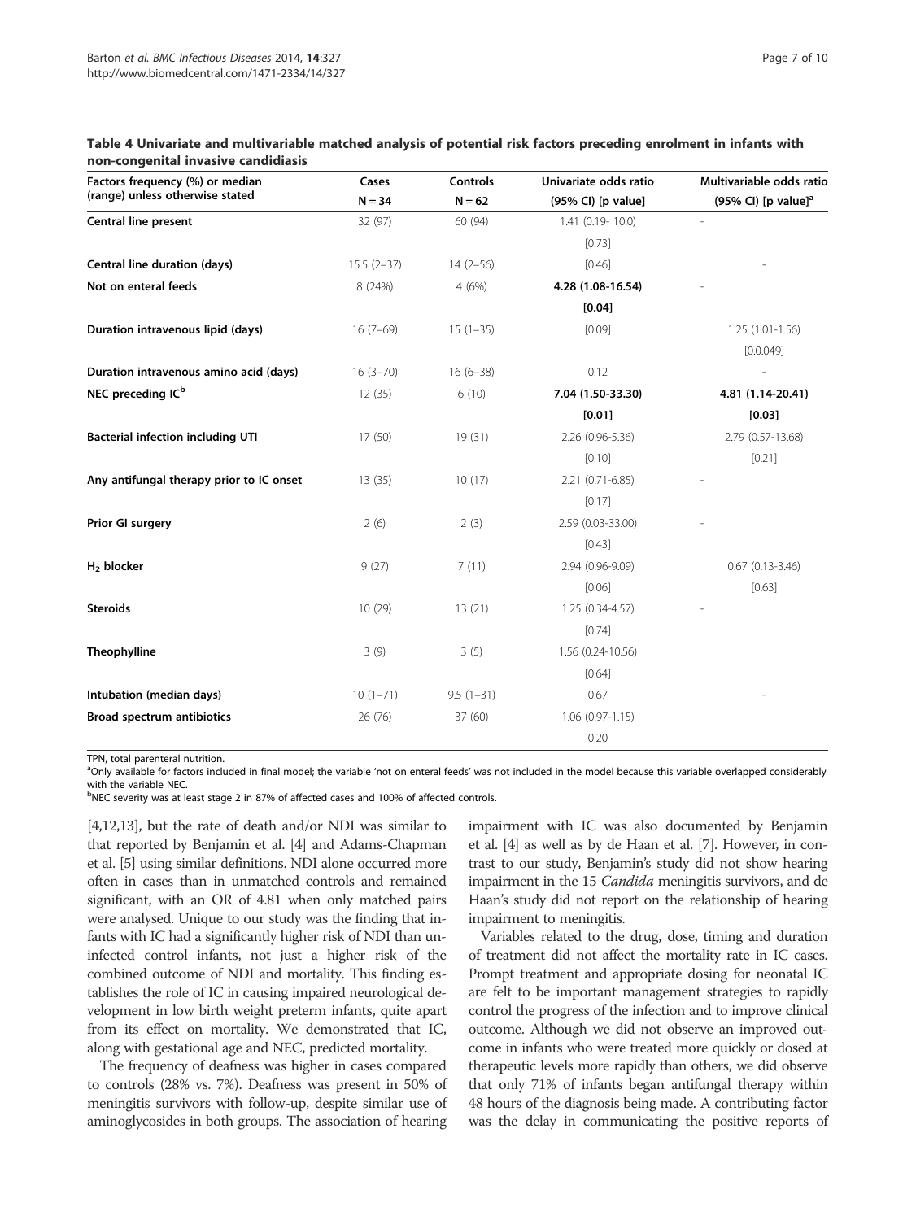**Table 4 Univariate and multivariable matched analysis of potential risk factors preceding enrolment in infants with non-congenital invasive candidiasis**

| Factors frequency (%) or median (range) unless otherwise stated | Cases N = 34 | Controls N = 62 | Univariate odds ratio (95% CI) [p value] | Multivariable odds ratio (95% CI) [p value][a] |
|---|---|---|---|---|
| **Central line present** | 32 (97) | 60 (94) | 1.41 (0.19- 10.0) [0.73] | - |
| **Central line duration (days)** | 15.5 (2–37) | 14 (2–56) | [0.46] | - |
| **Not on enteral feeds** | 8 (24%) | 4 (6%) | **4.28 (1.08-16.54) [0.04]** | - |
| **Duration intravenous lipid (days)** | 16 (7–69) | 15 (1–35) | [0.09] | 1.25 (1.01-1.56) [0.0.049] |
| **Duration intravenous amino acid (days)** | 16 (3–70) | 16 (6–38) | 0.12 | - |
| **NEC preceding IC[b]** | 12 (35) | 6 (10) | **7.04 (1.50-33.30) [0.01]** | **4.81 (1.14-20.41) [0.03]** |
| **Bacterial infection including UTI** | 17 (50) | 19 (31) | 2.26 (0.96-5.36) [0.10] | 2.79 (0.57-13.68) [0.21] |
| **Any antifungal therapy prior to IC onset** | 13 (35) | 10 (17) | 2.21 (0.71-6.85) [0.17] | - |
| **Prior GI surgery** | 2 (6) | 2 (3) | 2.59 (0.03-33.00) [0.43] | - |
| **$H_2$ blocker** | 9 (27) | 7 (11) | 2.94 (0.96-9.09) [0.06] | 0.67 (0.13-3.46) [0.63] |
| **Steroids** | 10 (29) | 13 (21) | 1.25 (0.34-4.57) [0.74] | - |
| **Theophylline** | 3 (9) | 3 (5) | 1.56 (0.24-10.56) [0.64] | |
| **Intubation (median days)** | 10 (1–71) | 9.5 (1–31) | 0.67 | - |
| **Broad spectrum antibiotics** | 26 (76) | 37 (60) | 1.06 (0.97-1.15) 0.20 | |

TPN, total parenteral nutrition.
[a]Only available for factors included in final model; the variable 'not on enteral feeds' was not included in the model because this variable overlapped considerably with the variable NEC.
[b]NEC severity was at least stage 2 in 87% of affected cases and 100% of affected controls.

[4,12,13], but the rate of death and/or NDI was similar to that reported by Benjamin et al. [4] and Adams-Chapman et al. [5] using similar definitions. NDI alone occurred more often in cases than in unmatched controls and remained significant, with an OR of 4.81 when only matched pairs were analysed. Unique to our study was the finding that infants with IC had a significantly higher risk of NDI than uninfected control infants, not just a higher risk of the combined outcome of NDI and mortality. This finding establishes the role of IC in causing impaired neurological development in low birth weight preterm infants, quite apart from its effect on mortality. We demonstrated that IC, along with gestational age and NEC, predicted mortality.

The frequency of deafness was higher in cases compared to controls (28% vs. 7%). Deafness was present in 50% of meningitis survivors with follow-up, despite similar use of aminoglycosides in both groups. The association of hearing impairment with IC was also documented by Benjamin et al. [4] as well as by de Haan et al. [7]. However, in contrast to our study, Benjamin's study did not show hearing impairment in the 15 *Candida* meningitis survivors, and de Haan's study did not report on the relationship of hearing impairment to meningitis.

Variables related to the drug, dose, timing and duration of treatment did not affect the mortality rate in IC cases. Prompt treatment and appropriate dosing for neonatal IC are felt to be important management strategies to rapidly control the progress of the infection and to improve clinical outcome. Although we did not observe an improved outcome in infants who were treated more quickly or dosed at therapeutic levels more rapidly than others, we did observe that only 71% of infants began antifungal therapy within 48 hours of the diagnosis being made. A contributing factor was the delay in communicating the positive reports of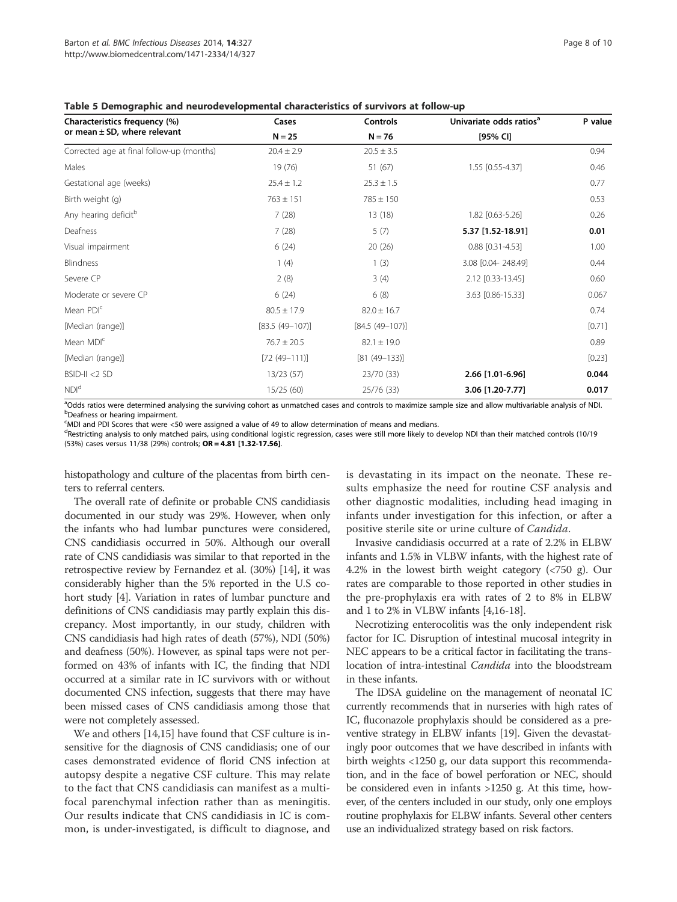**Table 5 Demographic and neurodevelopmental characteristics of survivors at follow-up**

| Characteristics frequency (%) or mean ± SD, where relevant | Cases N = 25 | Controls N = 76 | Univariate odds ratios[a] [95% CI] | P value |
|---|---|---|---|---|
| Corrected age at final follow-up (months) | 20.4 ± 2.9 | 20.5 ± 3.5 | | 0.94 |
| Males | 19 (76) | 51 (67) | 1.55 [0.55-4.37] | 0.46 |
| Gestational age (weeks) | 25.4 ± 1.2 | 25.3 ± 1.5 | | 0.77 |
| Birth weight (g) | 763 ± 151 | 785 ± 150 | | 0.53 |
| Any hearing deficit[b] | 7 (28) | 13 (18) | 1.82 [0.63-5.26] | 0.26 |
| Deafness | 7 (28) | 5 (7) | **5.37 [1.52-18.91]** | **0.01** |
| Visual impairment | 6 (24) | 20 (26) | 0.88 [0.31-4.53] | 1.00 |
| Blindness | 1 (4) | 1 (3) | 3.08 [0.04- 248.49] | 0.44 |
| Severe CP | 2 (8) | 3 (4) | 2.12 [0.33-13.45] | 0.60 |
| Moderate or severe CP | 6 (24) | 6 (8) | 3.63 [0.86-15.33] | 0.067 |
| Mean PDI[c] | 80.5 ± 17.9 | 82.0 ± 16.7 | | 0.74 |
| [Median (range)] | [83.5 (49–107)] | [84.5 (49–107)] | | [0.71] |
| Mean MDI[c] | 76.7 ± 20.5 | 82.1 ± 19.0 | | 0.89 |
| [Median (range)] | [72 (49–111)] | [81 (49–133)] | | [0.23] |
| BSID-II <2 SD | 13/23 (57) | 23/70 (33) | **2.66 [1.01-6.96]** | **0.044** |
| NDI[d] | 15/25 (60) | 25/76 (33) | **3.06 [1.20-7.77]** | **0.017** |

[a]Odds ratios were determined analysing the surviving cohort as unmatched cases and controls to maximize sample size and allow multivariable analysis of NDI.
[b]Deafness or hearing impairment.
[c]MDI and PDI Scores that were <50 were assigned a value of 49 to allow determination of means and medians.
[d]Restricting analysis to only matched pairs, using conditional logistic regression, cases were still more likely to develop NDI than their matched controls (10/19 (53%) cases versus 11/38 (29%) controls; **OR = 4.81 [1.32-17.56]**.

histopathology and culture of the placentas from birth centers to referral centers.

The overall rate of definite or probable CNS candidiasis documented in our study was 29%. However, when only the infants who had lumbar punctures were considered, CNS candidiasis occurred in 50%. Although our overall rate of CNS candidiasis was similar to that reported in the retrospective review by Fernandez et al. (30%) [14], it was considerably higher than the 5% reported in the U.S cohort study [4]. Variation in rates of lumbar puncture and definitions of CNS candidiasis may partly explain this discrepancy. Most importantly, in our study, children with CNS candidiasis had high rates of death (57%), NDI (50%) and deafness (50%). However, as spinal taps were not performed on 43% of infants with IC, the finding that NDI occurred at a similar rate in IC survivors with or without documented CNS infection, suggests that there may have been missed cases of CNS candidiasis among those that were not completely assessed.

We and others [14,15] have found that CSF culture is insensitive for the diagnosis of CNS candidiasis; one of our cases demonstrated evidence of florid CNS infection at autopsy despite a negative CSF culture. This may relate to the fact that CNS candidiasis can manifest as a multifocal parenchymal infection rather than as meningitis. Our results indicate that CNS candidiasis in IC is common, is under-investigated, is difficult to diagnose, and is devastating in its impact on the neonate. These results emphasize the need for routine CSF analysis and other diagnostic modalities, including head imaging in infants under investigation for this infection, or after a positive sterile site or urine culture of *Candida*.

Invasive candidiasis occurred at a rate of 2.2% in ELBW infants and 1.5% in VLBW infants, with the highest rate of 4.2% in the lowest birth weight category (<750 g). Our rates are comparable to those reported in other studies in the pre-prophylaxis era with rates of 2 to 8% in ELBW and 1 to 2% in VLBW infants [4,16-18].

Necrotizing enterocolitis was the only independent risk factor for IC. Disruption of intestinal mucosal integrity in NEC appears to be a critical factor in facilitating the translocation of intra-intestinal *Candida* into the bloodstream in these infants.

The IDSA guideline on the management of neonatal IC currently recommends that in nurseries with high rates of IC, fluconazole prophylaxis should be considered as a preventive strategy in ELBW infants [19]. Given the devastatingly poor outcomes that we have described in infants with birth weights <1250 g, our data support this recommendation, and in the face of bowel perforation or NEC, should be considered even in infants >1250 g. At this time, however, of the centers included in our study, only one employs routine prophylaxis for ELBW infants. Several other centers use an individualized strategy based on risk factors.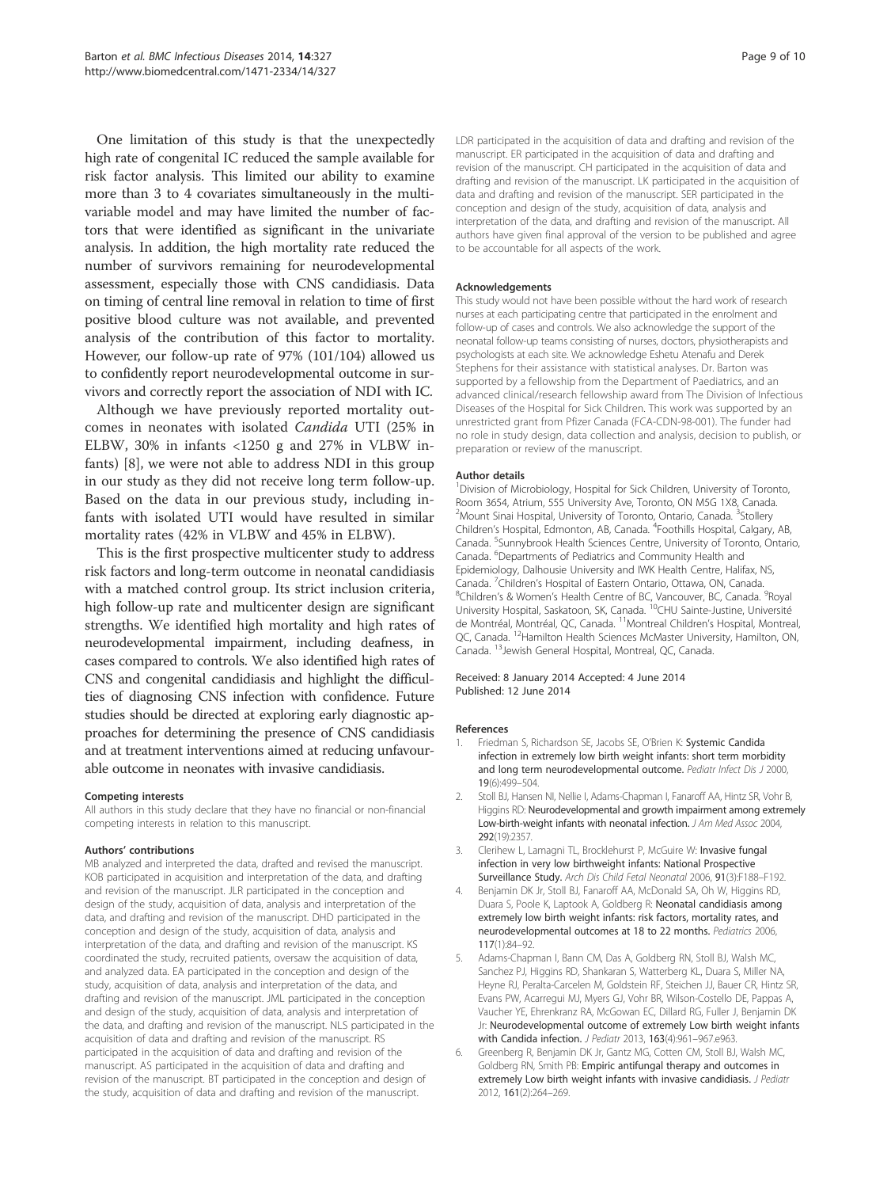One limitation of this study is that the unexpectedly high rate of congenital IC reduced the sample available for risk factor analysis. This limited our ability to examine more than 3 to 4 covariates simultaneously in the multivariable model and may have limited the number of factors that were identified as significant in the univariate analysis. In addition, the high mortality rate reduced the number of survivors remaining for neurodevelopmental assessment, especially those with CNS candidiasis. Data on timing of central line removal in relation to time of first positive blood culture was not available, and prevented analysis of the contribution of this factor to mortality. However, our follow-up rate of 97% (101/104) allowed us to confidently report neurodevelopmental outcome in survivors and correctly report the association of NDI with IC.

Although we have previously reported mortality outcomes in neonates with isolated *Candida* UTI (25% in ELBW, 30% in infants <1250 g and 27% in VLBW infants) [8], we were not able to address NDI in this group in our study as they did not receive long term follow-up. Based on the data in our previous study, including infants with isolated UTI would have resulted in similar mortality rates (42% in VLBW and 45% in ELBW).

This is the first prospective multicenter study to address risk factors and long-term outcome in neonatal candidiasis with a matched control group. Its strict inclusion criteria, high follow-up rate and multicenter design are significant strengths. We identified high mortality and high rates of neurodevelopmental impairment, including deafness, in cases compared to controls. We also identified high rates of CNS and congenital candidiasis and highlight the difficulties of diagnosing CNS infection with confidence. Future studies should be directed at exploring early diagnostic approaches for determining the presence of CNS candidiasis and at treatment interventions aimed at reducing unfavourable outcome in neonates with invasive candidiasis.

#### Competing interests

All authors in this study declare that they have no financial or non-financial competing interests in relation to this manuscript.

#### Authors' contributions

MB analyzed and interpreted the data, drafted and revised the manuscript. KOB participated in acquisition and interpretation of the data, and drafting and revision of the manuscript. JLR participated in the conception and design of the study, acquisition of data, analysis and interpretation of the data, and drafting and revision of the manuscript. DHD participated in the conception and design of the study, acquisition of data, analysis and interpretation of the data, and drafting and revision of the manuscript. KS coordinated the study, recruited patients, oversaw the acquisition of data, and analyzed data. EA participated in the conception and design of the study, acquisition of data, analysis and interpretation of the data, and drafting and revision of the manuscript. JML participated in the conception and design of the study, acquisition of data, analysis and interpretation of the data, and drafting and revision of the manuscript. NLS participated in the acquisition of data and drafting and revision of the manuscript. RS participated in the acquisition of data and drafting and revision of the manuscript. AS participated in the acquisition of data and drafting and revision of the manuscript. BT participated in the conception and design of the study, acquisition of data and drafting and revision of the manuscript. LDR participated in the acquisition of data and drafting and revision of the manuscript. ER participated in the acquisition of data and drafting and revision of the manuscript. CH participated in the acquisition of data and drafting and revision of the manuscript. LK participated in the acquisition of data and drafting and revision of the manuscript. SER participated in the conception and design of the study, acquisition of data, analysis and interpretation of the data, and drafting and revision of the manuscript. All authors have given final approval of the version to be published and agree to be accountable for all aspects of the work.

#### Acknowledgements

This study would not have been possible without the hard work of research nurses at each participating centre that participated in the enrolment and follow-up of cases and controls. We also acknowledge the support of the neonatal follow-up teams consisting of nurses, doctors, physiotherapists and psychologists at each site. We acknowledge Eshetu Atenafu and Derek Stephens for their assistance with statistical analyses. Dr. Barton was supported by a fellowship from the Department of Paediatrics, and an advanced clinical/research fellowship award from The Division of Infectious Diseases of the Hospital for Sick Children. This work was supported by an unrestricted grant from Pfizer Canada (FCA-CDN-98-001). The funder had no role in study design, data collection and analysis, decision to publish, or preparation or review of the manuscript.

#### Author details

[1]Division of Microbiology, Hospital for Sick Children, University of Toronto, Room 3654, Atrium, 555 University Ave, Toronto, ON M5G 1X8, Canada. [2]Mount Sinai Hospital, University of Toronto, Ontario, Canada. [3]Stollery Children's Hospital, Edmonton, AB, Canada. [4]Foothills Hospital, Calgary, AB, Canada. [5]Sunnybrook Health Sciences Centre, University of Toronto, Ontario, Canada. [6]Departments of Pediatrics and Community Health and Epidemiology, Dalhousie University and IWK Health Centre, Halifax, NS, Canada. [7]Children's Hospital of Eastern Ontario, Ottawa, ON, Canada. [8]Children's & Women's Health Centre of BC, Vancouver, BC, Canada. [9]Royal University Hospital, Saskatoon, SK, Canada. [10]CHU Sainte-Justine, Université de Montréal, Montréal, QC, Canada. [11]Montreal Children's Hospital, Montreal, QC, Canada. [12]Hamilton Health Sciences McMaster University, Hamilton, ON, Canada. [13]Jewish General Hospital, Montreal, QC, Canada.

Received: 8 January 2014 Accepted: 4 June 2014
Published: 12 June 2014

#### References

1. Friedman S, Richardson SE, Jacobs SE, O'Brien K: **Systemic Candida infection in extremely low birth weight infants: short term morbidity and long term neurodevelopmental outcome.** *Pediatr Infect Dis J* 2000, **19**(6):499–504.
2. Stoll BJ, Hansen NI, Nellie I, Adams-Chapman I, Fanaroff AA, Hintz SR, Vohr B, Higgins RD: **Neurodevelopmental and growth impairment among extremely Low-birth-weight infants with neonatal infection.** *J Am Med Assoc* 2004, **292**(19):2357.
3. Clerihew L, Lamagni TL, Brocklehurst P, McGuire W: **Invasive fungal infection in very low birthweight infants: National Prospective Surveillance Study.** *Arch Dis Child Fetal Neonatal* 2006, **91**(3):F188–F192.
4. Benjamin DK Jr, Stoll BJ, Fanaroff AA, McDonald SA, Oh W, Higgins RD, Duara S, Poole K, Laptook A, Goldberg R: **Neonatal candidiasis among extremely low birth weight infants: risk factors, mortality rates, and neurodevelopmental outcomes at 18 to 22 months.** *Pediatrics* 2006, **117**(1):84–92.
5. Adams-Chapman I, Bann CM, Das A, Goldberg RN, Stoll BJ, Walsh MC, Sanchez PJ, Higgins RD, Shankaran S, Watterberg KL, Duara S, Miller NA, Heyne RJ, Peralta-Carcelen M, Goldstein RF, Steichen JJ, Bauer CR, Hintz SR, Evans PW, Acarregui MJ, Myers GJ, Vohr BR, Wilson-Costello DE, Pappas A, Vaucher YE, Ehrenkranz RA, McGowan EC, Dillard RG, Fuller J, Benjamin DK Jr: **Neurodevelopmental outcome of extremely Low birth weight infants with Candida infection.** *J Pediatr* 2013, **163**(4):961–967.e963.
6. Greenberg R, Benjamin DK Jr, Gantz MG, Cotten CM, Stoll BJ, Walsh MC, Goldberg RN, Smith PB: **Empiric antifungal therapy and outcomes in extremely Low birth weight infants with invasive candidiasis.** *J Pediatr* 2012, **161**(2):264–269.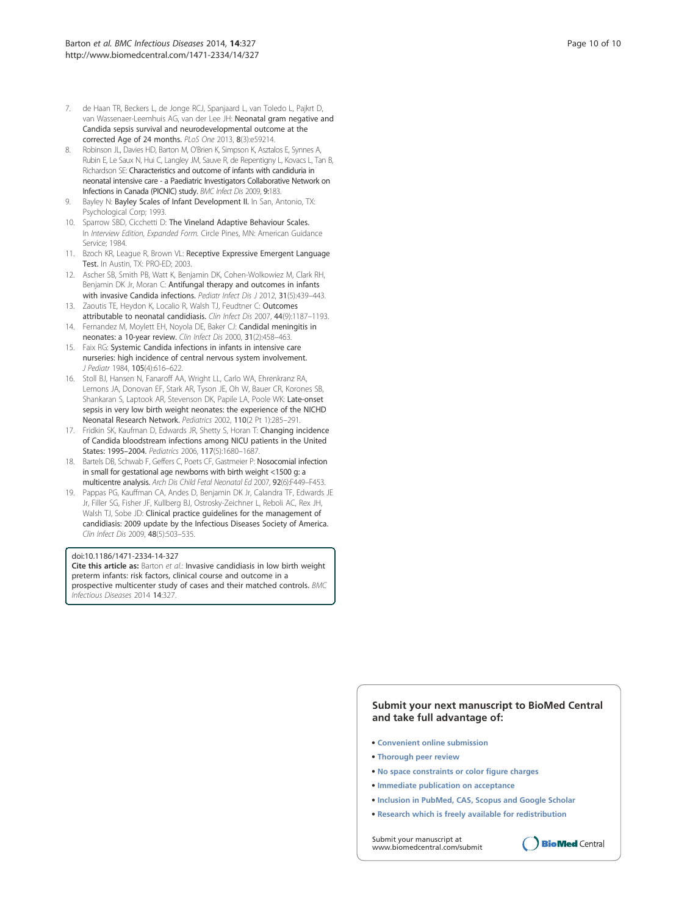7. de Haan TR, Beckers L, de Jonge RCJ, Spanjaard L, van Toledo L, Pajkrt D, van Wassenaer-Leemhuis AG, van der Lee JH: **Neonatal gram negative and Candida sepsis survival and neurodevelopmental outcome at the corrected Age of 24 months.** *PLoS One* 2013, **8**(3):e59214.
8. Robinson JL, Davies HD, Barton M, O'Brien K, Simpson K, Asztalos E, Synnes A, Rubin E, Le Saux N, Hui C, Langley JM, Sauve R, de Repentigny L, Kovacs L, Tan B, Richardson SE: **Characteristics and outcome of infants with candiduria in neonatal intensive care - a Paediatric Investigators Collaborative Network on Infections in Canada (PICNIC) study.** *BMC Infect Dis* 2009, **9**:183.
9. Bayley N: **Bayley Scales of Infant Development II.** In San, Antonio, TX: Psychological Corp; 1993.
10. Sparrow SBD, Cicchetti D: **The Vineland Adaptive Behaviour Scales.** In *Interview Edition, Expanded Form.* Circle Pines, MN: American Guidance Service; 1984.
11. Bzoch KR, League R, Brown VL: **Receptive Expressive Emergent Language Test.** In Austin, TX: PRO-ED; 2003.
12. Ascher SB, Smith PB, Watt K, Benjamin DK, Cohen-Wolkowiez M, Clark RH, Benjamin DK Jr, Moran C: **Antifungal therapy and outcomes in infants with invasive Candida infections.** *Pediatr Infect Dis J* 2012, **31**(5):439–443.
13. Zaoutis TE, Heydon K, Localio R, Walsh TJ, Feudtner C: **Outcomes attributable to neonatal candidiasis.** *Clin Infect Dis* 2007, **44**(9):1187–1193.
14. Fernandez M, Moylett EH, Noyola DE, Baker CJ: **Candidal meningitis in neonates: a 10-year review.** *Clin Infect Dis* 2000, **31**(2):458–463.
15. Faix RG: **Systemic Candida infections in infants in intensive care nurseries: high incidence of central nervous system involvement.** *J Pediatr* 1984, **105**(4):616–622.
16. Stoll BJ, Hansen N, Fanaroff AA, Wright LL, Carlo WA, Ehrenkranz RA, Lemons JA, Donovan EF, Stark AR, Tyson JE, Oh W, Bauer CR, Korones SB, Shankaran S, Laptook AR, Stevenson DK, Papile LA, Poole WK: **Late-onset sepsis in very low birth weight neonates: the experience of the NICHD Neonatal Research Network.** *Pediatrics* 2002, **110**(2 Pt 1):285–291.
17. Fridkin SK, Kaufman D, Edwards JR, Shetty S, Horan T: **Changing incidence of Candida bloodstream infections among NICU patients in the United States: 1995–2004.** *Pediatrics* 2006, **117**(5):1680–1687.
18. Bartels DB, Schwab F, Geffers C, Poets CF, Gastmeier P: **Nosocomial infection in small for gestational age newborns with birth weight <1500 g: a multicentre analysis.** *Arch Dis Child Fetal Neonatal Ed* 2007, **92**(6):F449–F453.
19. Pappas PG, Kauffman CA, Andes D, Benjamin DK Jr, Calandra TF, Edwards JE Jr, Filler SG, Fisher JF, Kullberg BJ, Ostrosky-Zeichner L, Reboli AC, Rex JH, Walsh TJ, Sobe JD: **Clinical practice guidelines for the management of candidiasis: 2009 update by the Infectious Diseases Society of America.** *Clin Infect Dis* 2009, **48**(5):503–535.

doi:10.1186/1471-2334-14-327

**Cite this article as:** Barton *et al.*: Invasive candidiasis in low birth weight preterm infants: risk factors, clinical course and outcome in a prospective multicenter study of cases and their matched controls. *BMC Infectious Diseases* 2014 **14**:327.

**Submit your next manuscript to BioMed Central and take full advantage of:**

- **Convenient online submission**
- **Thorough peer review**
- **No space constraints or color figure charges**
- **Immediate publication on acceptance**
- **Inclusion in PubMed, CAS, Scopus and Google Scholar**
- **Research which is freely available for redistribution**

Submit your manuscript at www.biomedcentral.com/submit

BioMed Central